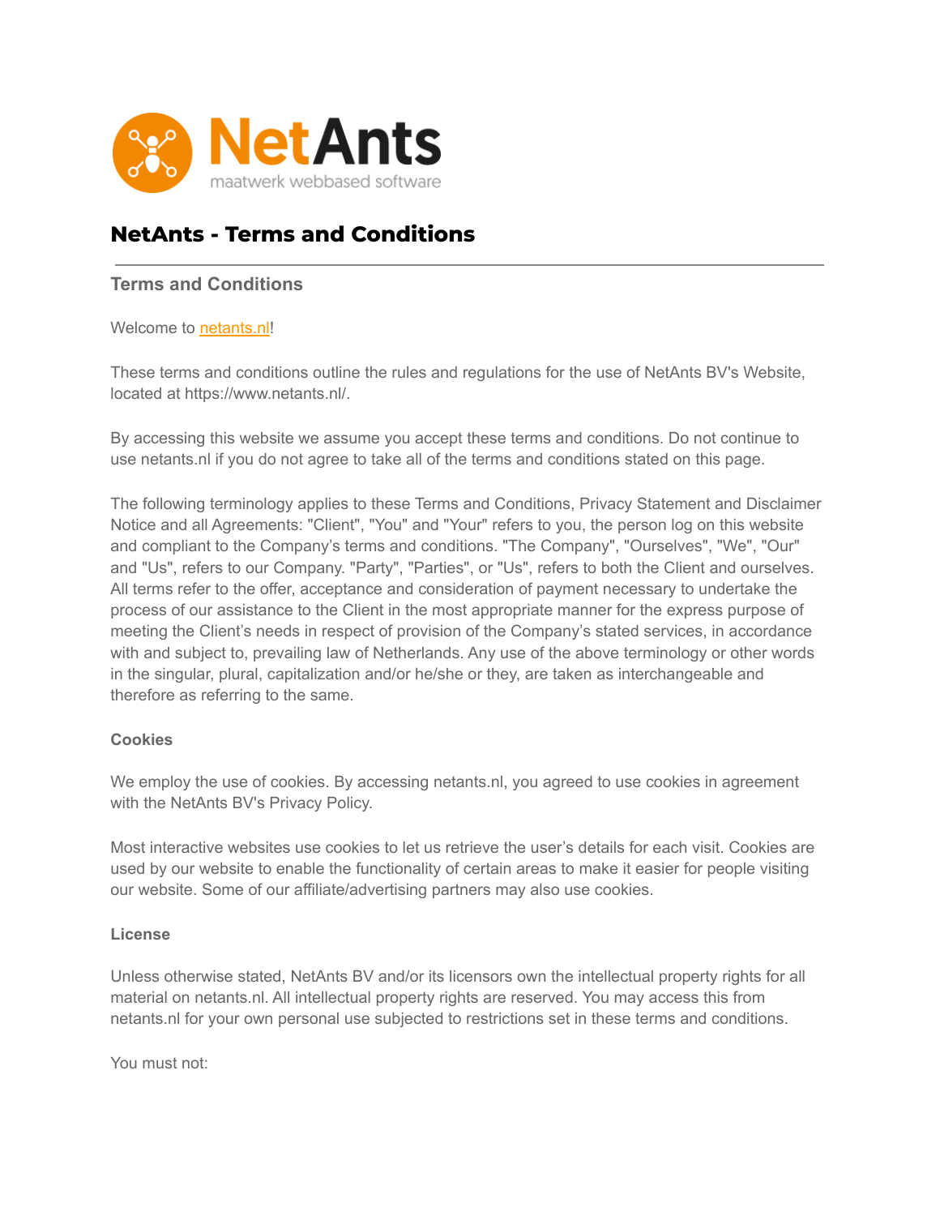# NetAnts - Terms and Conditions

## Terms and Conditions

Welcome to netants.nl!

These terms and conditions outline the rules and regulations for the use of NetAnts BV's Website, located at https://www.netants.nl/.

By accessing this website we assume you accept these terms and conditions. Do not continue to use netants.nl if you do not agree to take all of the terms and conditions stated on this page.

The following terminology applies to these Terms and Conditions, Privacy Statement and Disclaimer Notice and all Agreements: "Client", "You" and "Your" refers to you, the person log on this website and compliant to the Company's terms and conditions. "The Company", "Ourselves", "We", "Our" and "Us", refers to our Company. "Party", "Parties", or "Us", refers to both the Client and ourselves. All terms refer to the offer, acceptance and consideration of payment necessary to undertake the process of our assistance to the Client in the most appropriate manner for the express purpose of meeting the Client's needs in respect of provision of the Company's stated services, in accordance with and subject to, prevailing law of Netherlands. Any use of the above terminology or other words in the singular, plural, capitalization and/or he/she or they, are taken as interchangeable and therefore as referring to the same.

### Cookies

We employ the use of cookies. By accessing netants.nl, you agreed to use cookies in agreement with the NetAnts BV's Privacy Policy.

Most interactive websites use cookies to let us retrieve the user's details for each visit. Cookies are used by our website to enable the functionality of certain areas to make it easier for people visiting our website. Some of our affiliate/advertising partners may also use cookies.

### License

Unless otherwise stated, NetAnts BV and/or its licensors own the intellectual property rights for all material on netants.nl. All intellectual property rights are reserved. You may access this from netants.nl for your own personal use subjected to restrictions set in these terms and conditions.

You must not: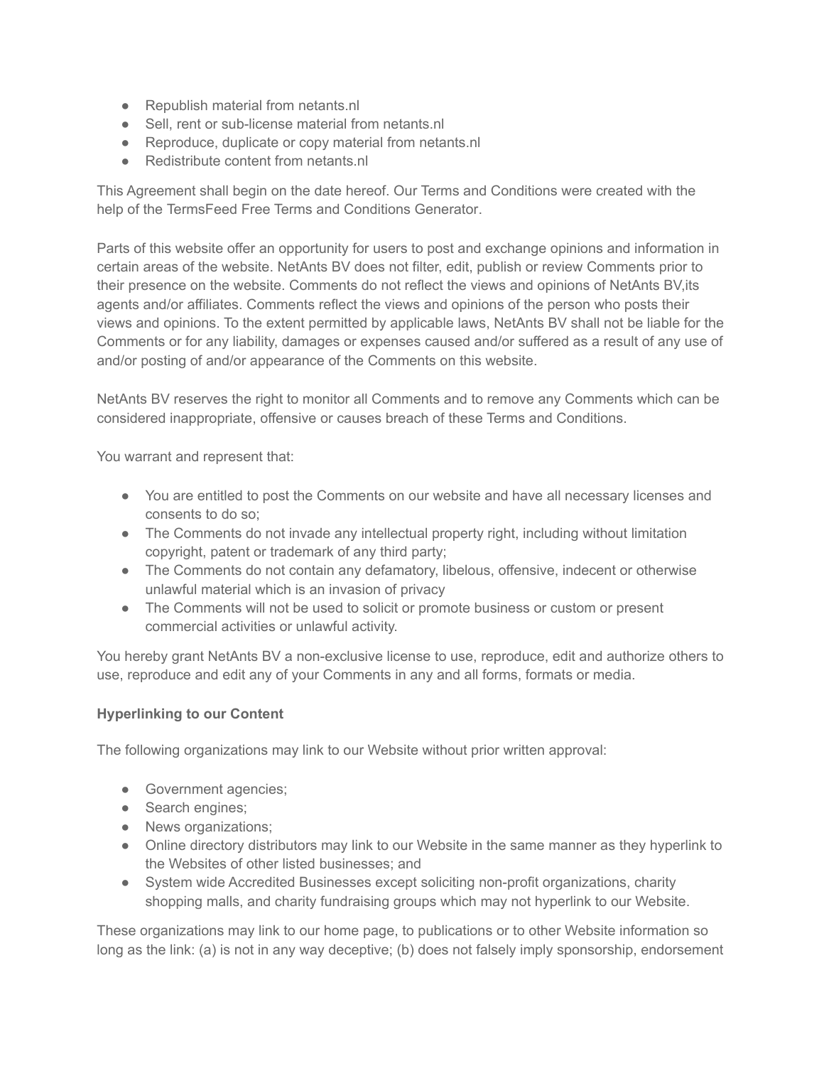- Republish material from netants.nl
- Sell, rent or sub-license material from netants.nl
- Reproduce, duplicate or copy material from netants.nl
- Redistribute content from netants.nl

This Agreement shall begin on the date hereof. Our Terms and Conditions were created with the help of the TermsFeed Free Terms and Conditions Generator.

Parts of this website offer an opportunity for users to post and exchange opinions and information in certain areas of the website. NetAnts BV does not filter, edit, publish or review Comments prior to their presence on the website. Comments do not reflect the views and opinions of NetAnts BV,its agents and/or affiliates. Comments reflect the views and opinions of the person who posts their views and opinions. To the extent permitted by applicable laws, NetAnts BV shall not be liable for the Comments or for any liability, damages or expenses caused and/or suffered as a result of any use of and/or posting of and/or appearance of the Comments on this website.

NetAnts BV reserves the right to monitor all Comments and to remove any Comments which can be considered inappropriate, offensive or causes breach of these Terms and Conditions.

You warrant and represent that:

- You are entitled to post the Comments on our website and have all necessary licenses and consents to do so;
- The Comments do not invade any intellectual property right, including without limitation copyright, patent or trademark of any third party;
- The Comments do not contain any defamatory, libelous, offensive, indecent or otherwise unlawful material which is an invasion of privacy
- The Comments will not be used to solicit or promote business or custom or present commercial activities or unlawful activity.

You hereby grant NetAnts BV a non-exclusive license to use, reproduce, edit and authorize others to use, reproduce and edit any of your Comments in any and all forms, formats or media.

**Hyperlinking to our Content**

The following organizations may link to our Website without prior written approval:

- Government agencies;
- Search engines;
- News organizations;
- Online directory distributors may link to our Website in the same manner as they hyperlink to the Websites of other listed businesses; and
- System wide Accredited Businesses except soliciting non-profit organizations, charity shopping malls, and charity fundraising groups which may not hyperlink to our Website.

These organizations may link to our home page, to publications or to other Website information so long as the link: (a) is not in any way deceptive; (b) does not falsely imply sponsorship, endorsement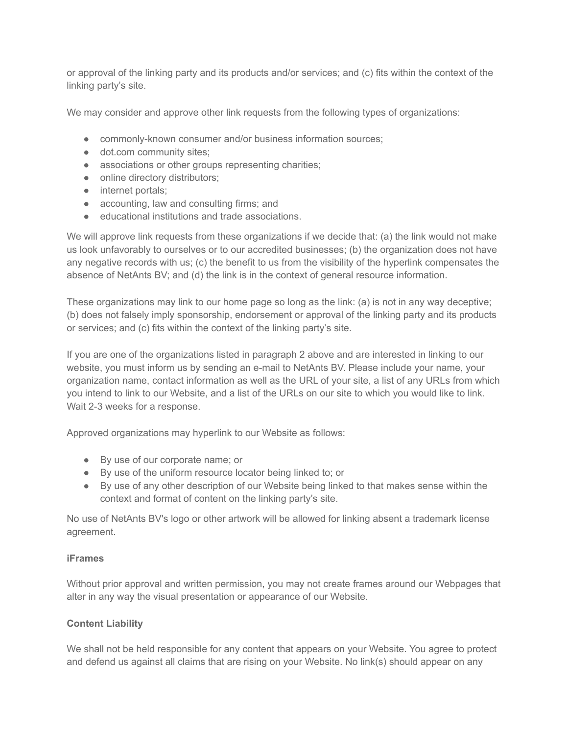or approval of the linking party and its products and/or services; and (c) fits within the context of the linking party's site.

We may consider and approve other link requests from the following types of organizations:

- commonly-known consumer and/or business information sources;
- dot.com community sites;
- associations or other groups representing charities;
- online directory distributors;
- internet portals;
- accounting, law and consulting firms; and
- educational institutions and trade associations.

We will approve link requests from these organizations if we decide that: (a) the link would not make us look unfavorably to ourselves or to our accredited businesses; (b) the organization does not have any negative records with us; (c) the benefit to us from the visibility of the hyperlink compensates the absence of NetAnts BV; and (d) the link is in the context of general resource information.

These organizations may link to our home page so long as the link: (a) is not in any way deceptive; (b) does not falsely imply sponsorship, endorsement or approval of the linking party and its products or services; and (c) fits within the context of the linking party's site.

If you are one of the organizations listed in paragraph 2 above and are interested in linking to our website, you must inform us by sending an e-mail to NetAnts BV. Please include your name, your organization name, contact information as well as the URL of your site, a list of any URLs from which you intend to link to our Website, and a list of the URLs on our site to which you would like to link. Wait 2-3 weeks for a response.

Approved organizations may hyperlink to our Website as follows:

- By use of our corporate name; or
- By use of the uniform resource locator being linked to; or
- By use of any other description of our Website being linked to that makes sense within the context and format of content on the linking party's site.

No use of NetAnts BV's logo or other artwork will be allowed for linking absent a trademark license agreement.

**iFrames**

Without prior approval and written permission, you may not create frames around our Webpages that alter in any way the visual presentation or appearance of our Website.

**Content Liability**

We shall not be held responsible for any content that appears on your Website. You agree to protect and defend us against all claims that are rising on your Website. No link(s) should appear on any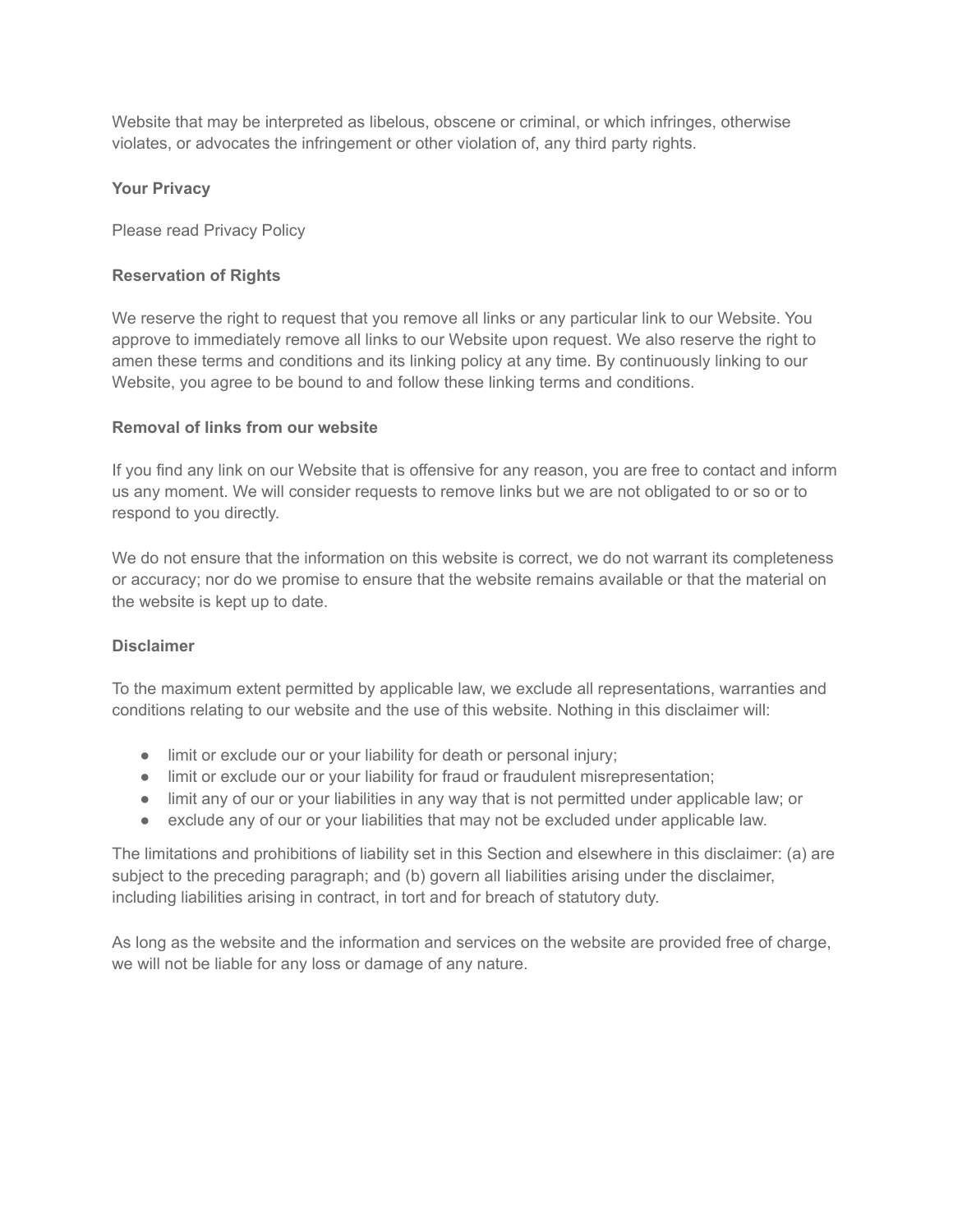Website that may be interpreted as libelous, obscene or criminal, or which infringes, otherwise violates, or advocates the infringement or other violation of, any third party rights.

**Your Privacy**

Please read Privacy Policy

**Reservation of Rights**

We reserve the right to request that you remove all links or any particular link to our Website. You approve to immediately remove all links to our Website upon request. We also reserve the right to amen these terms and conditions and its linking policy at any time. By continuously linking to our Website, you agree to be bound to and follow these linking terms and conditions.

**Removal of links from our website**

If you find any link on our Website that is offensive for any reason, you are free to contact and inform us any moment. We will consider requests to remove links but we are not obligated to or so or to respond to you directly.

We do not ensure that the information on this website is correct, we do not warrant its completeness or accuracy; nor do we promise to ensure that the website remains available or that the material on the website is kept up to date.

**Disclaimer**

To the maximum extent permitted by applicable law, we exclude all representations, warranties and conditions relating to our website and the use of this website. Nothing in this disclaimer will:

- limit or exclude our or your liability for death or personal injury;
- limit or exclude our or your liability for fraud or fraudulent misrepresentation;
- limit any of our or your liabilities in any way that is not permitted under applicable law; or
- exclude any of our or your liabilities that may not be excluded under applicable law.

The limitations and prohibitions of liability set in this Section and elsewhere in this disclaimer: (a) are subject to the preceding paragraph; and (b) govern all liabilities arising under the disclaimer, including liabilities arising in contract, in tort and for breach of statutory duty.

As long as the website and the information and services on the website are provided free of charge, we will not be liable for any loss or damage of any nature.